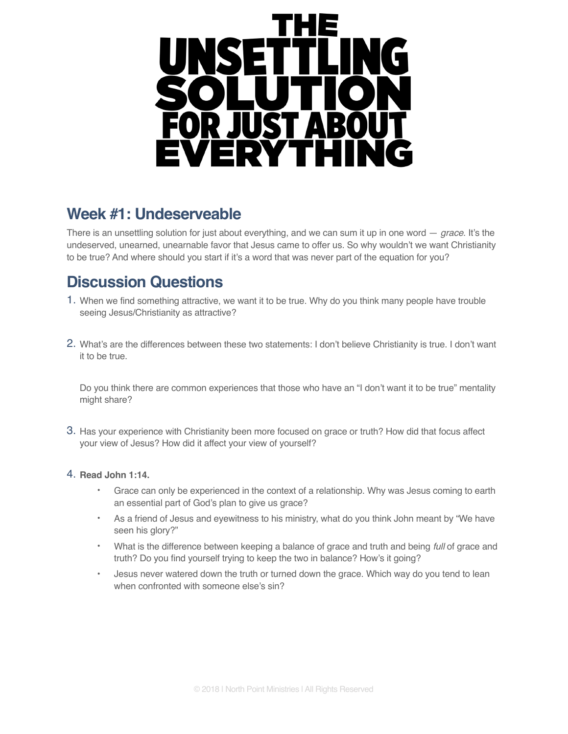# THE UNSETTLING SOLUTION FOR JUST ABOUT EVERYTHING

## Week #1: Undeserveable

There is an unsettling solution for just about everything, and we can sum it up in one word — *grace*. It's the undeserved, unearned, unearnable favor that Jesus came to offer us. So why wouldn't we want Christianity to be true? And where should you start if it's a word that was never part of the equation for you?

## Discussion Questions

1. When we find something attractive, we want it to be true. Why do you think many people have trouble seeing Jesus/Christianity as attractive?

2. What's are the differences between these two statements: I don't believe Christianity is true. I don't want it to be true.

   Do you think there are common experiences that those who have an "I don't want it to be true" mentality might share?

3. Has your experience with Christianity been more focused on grace or truth? How did that focus affect your view of Jesus? How did it affect your view of yourself?

4. **Read John 1:14.**
   - Grace can only be experienced in the context of a relationship. Why was Jesus coming to earth an essential part of God's plan to give us grace?
   - As a friend of Jesus and eyewitness to his ministry, what do you think John meant by "We have seen his glory?"
   - What is the difference between keeping a balance of grace and truth and being *full* of grace and truth? Do you find yourself trying to keep the two in balance? How's it going?
   - Jesus never watered down the truth or turned down the grace. Which way do you tend to lean when confronted with someone else's sin?

© 2018 | North Point Ministries | All Rights Reserved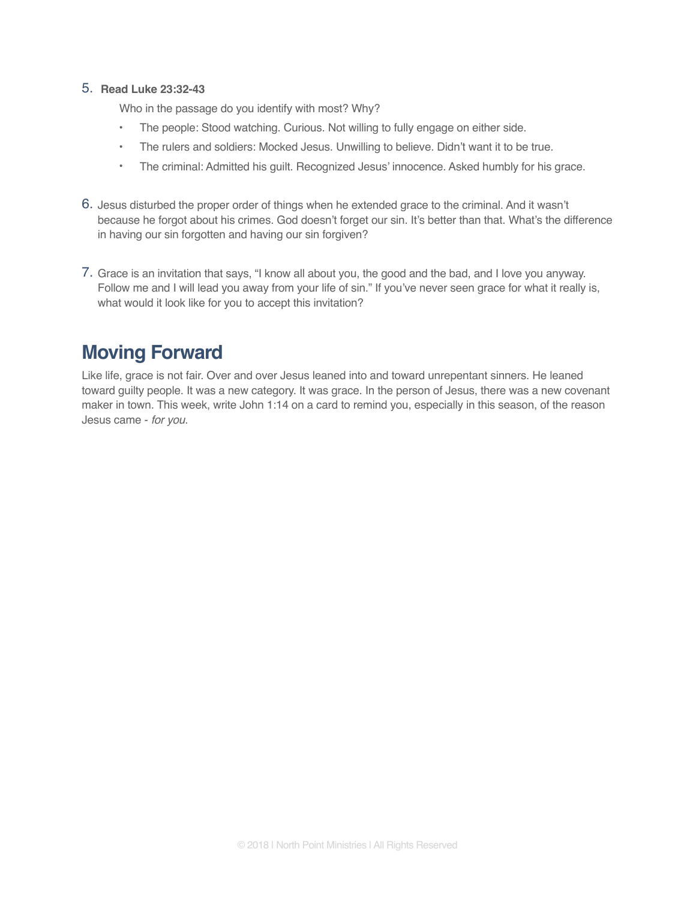5. **Read Luke 23:32-43**

   Who in the passage do you identify with most? Why?

   - The people: Stood watching. Curious. Not willing to fully engage on either side.
   - The rulers and soldiers: Mocked Jesus. Unwilling to believe. Didn't want it to be true.
   - The criminal: Admitted his guilt. Recognized Jesus' innocence. Asked humbly for his grace.

6. Jesus disturbed the proper order of things when he extended grace to the criminal. And it wasn't because he forgot about his crimes. God doesn't forget our sin. It's better than that. What's the difference in having our sin forgotten and having our sin forgiven?

7. Grace is an invitation that says, "I know all about you, the good and the bad, and I love you anyway. Follow me and I will lead you away from your life of sin." If you've never seen grace for what it really is, what would it look like for you to accept this invitation?

## Moving Forward

Like life, grace is not fair. Over and over Jesus leaned into and toward unrepentant sinners. He leaned toward guilty people. It was a new category. It was grace. In the person of Jesus, there was a new covenant maker in town. This week, write John 1:14 on a card to remind you, especially in this season, of the reason Jesus came - *for you*.